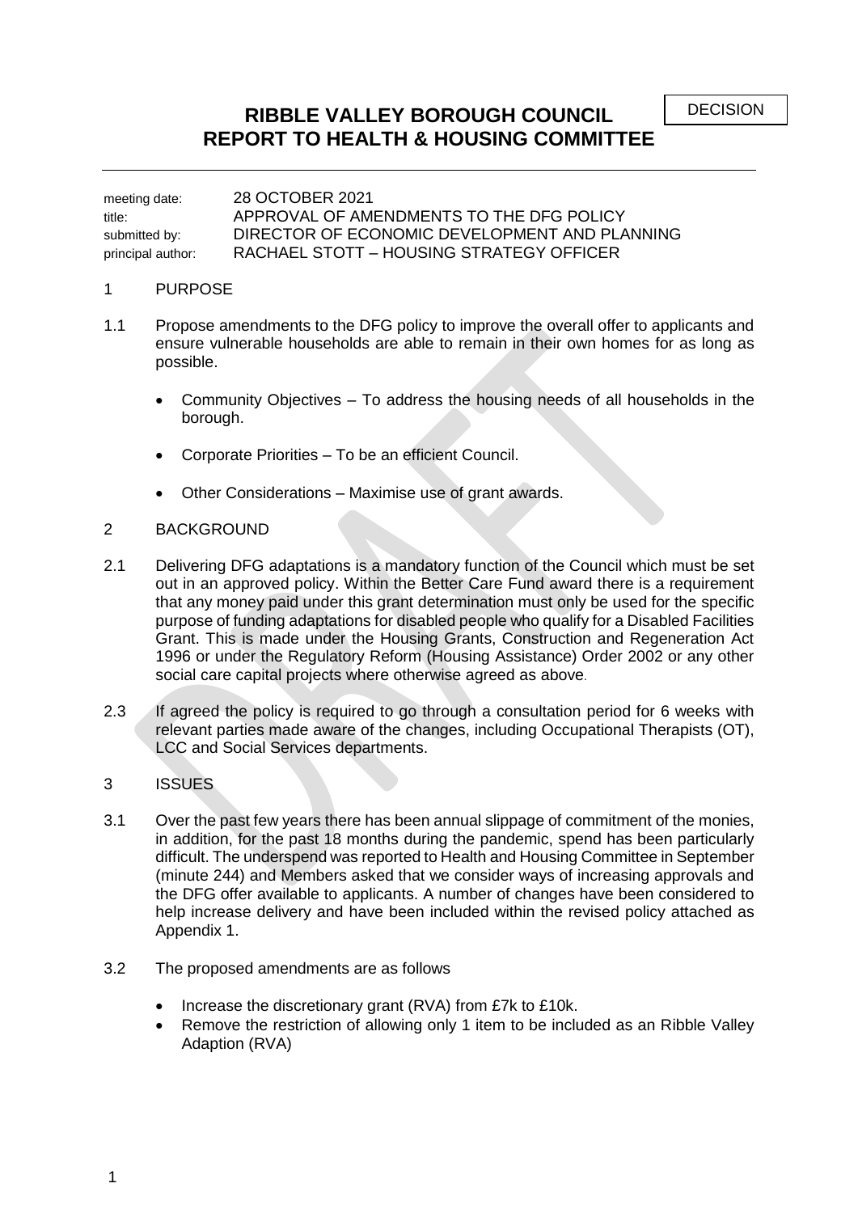DECISION

# RIBBLE VALLEY BOROUGH COUNCIL
# REPORT TO HEALTH & HOUSING COMMITTEE

meeting date: 28 OCTOBER 2021
title: APPROVAL OF AMENDMENTS TO THE DFG POLICY
submitted by: DIRECTOR OF ECONOMIC DEVELOPMENT AND PLANNING
principal author: RACHAEL STOTT – HOUSING STRATEGY OFFICER

## 1 PURPOSE

1.1 Propose amendments to the DFG policy to improve the overall offer to applicants and ensure vulnerable households are able to remain in their own homes for as long as possible.

- Community Objectives – To address the housing needs of all households in the borough.
- Corporate Priorities – To be an efficient Council.
- Other Considerations – Maximise use of grant awards.

## 2 BACKGROUND

2.1 Delivering DFG adaptations is a mandatory function of the Council which must be set out in an approved policy. Within the Better Care Fund award there is a requirement that any money paid under this grant determination must only be used for the specific purpose of funding adaptations for disabled people who qualify for a Disabled Facilities Grant. This is made under the Housing Grants, Construction and Regeneration Act 1996 or under the Regulatory Reform (Housing Assistance) Order 2002 or any other social care capital projects where otherwise agreed as above.

2.3 If agreed the policy is required to go through a consultation period for 6 weeks with relevant parties made aware of the changes, including Occupational Therapists (OT), LCC and Social Services departments.

## 3 ISSUES

3.1 Over the past few years there has been annual slippage of commitment of the monies, in addition, for the past 18 months during the pandemic, spend has been particularly difficult. The underspend was reported to Health and Housing Committee in September (minute 244) and Members asked that we consider ways of increasing approvals and the DFG offer available to applicants. A number of changes have been considered to help increase delivery and have been included within the revised policy attached as Appendix 1.

3.2 The proposed amendments are as follows

- Increase the discretionary grant (RVA) from £7k to £10k.
- Remove the restriction of allowing only 1 item to be included as an Ribble Valley Adaption (RVA)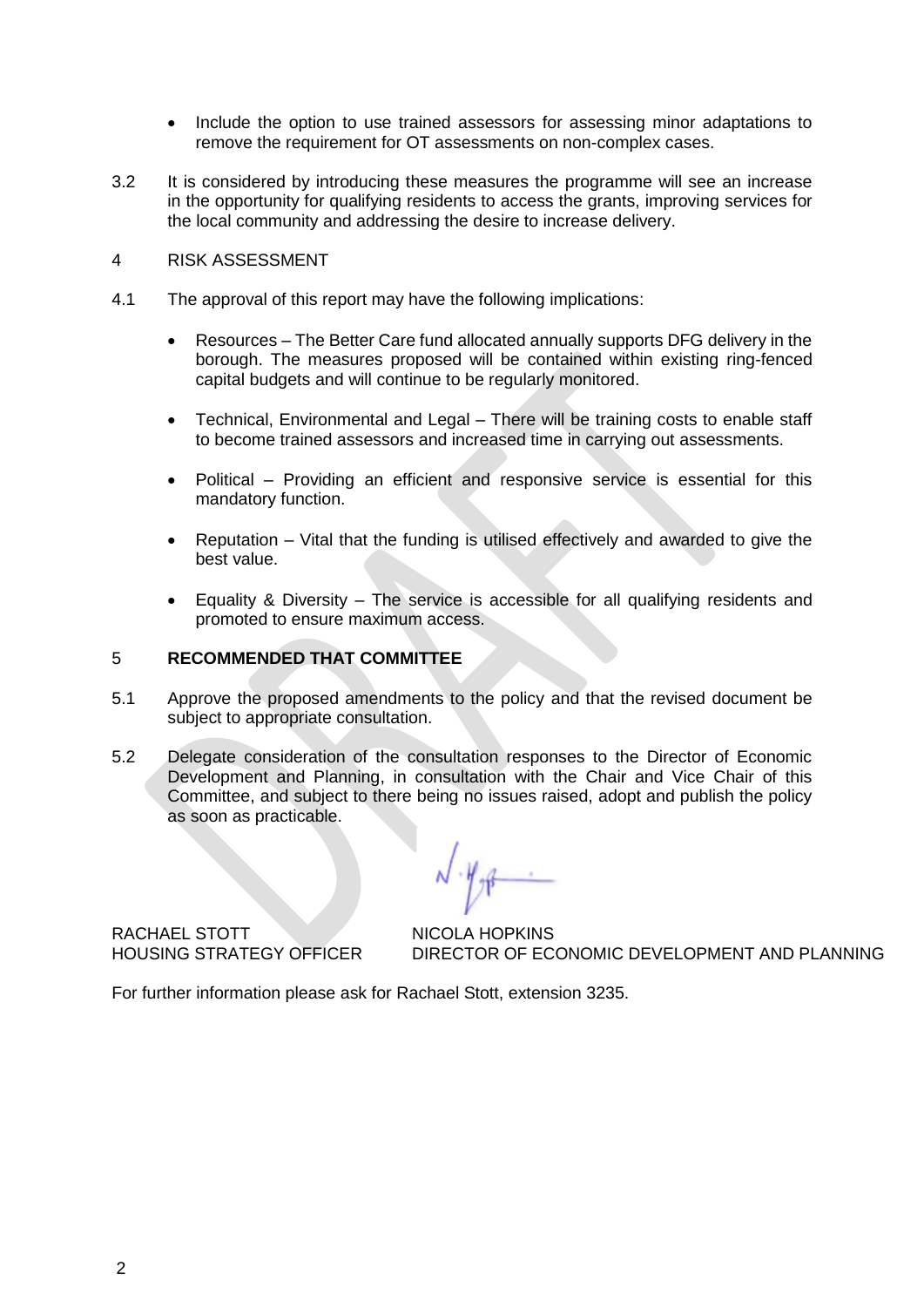- Include the option to use trained assessors for assessing minor adaptations to remove the requirement for OT assessments on non-complex cases.

3.2 It is considered by introducing these measures the programme will see an increase in the opportunity for qualifying residents to access the grants, improving services for the local community and addressing the desire to increase delivery.

4 RISK ASSESSMENT

4.1 The approval of this report may have the following implications:

- Resources – The Better Care fund allocated annually supports DFG delivery in the borough. The measures proposed will be contained within existing ring-fenced capital budgets and will continue to be regularly monitored.

- Technical, Environmental and Legal – There will be training costs to enable staff to become trained assessors and increased time in carrying out assessments.

- Political – Providing an efficient and responsive service is essential for this mandatory function.

- Reputation – Vital that the funding is utilised effectively and awarded to give the best value.

- Equality & Diversity – The service is accessible for all qualifying residents and promoted to ensure maximum access.

5 **RECOMMENDED THAT COMMITTEE**

5.1 Approve the proposed amendments to the policy and that the revised document be subject to appropriate consultation.

5.2 Delegate consideration of the consultation responses to the Director of Economic Development and Planning, in consultation with the Chair and Vice Chair of this Committee, and subject to there being no issues raised, adopt and publish the policy as soon as practicable.

RACHAEL STOTT
HOUSING STRATEGY OFFICER

NICOLA HOPKINS
DIRECTOR OF ECONOMIC DEVELOPMENT AND PLANNING

For further information please ask for Rachael Stott, extension 3235.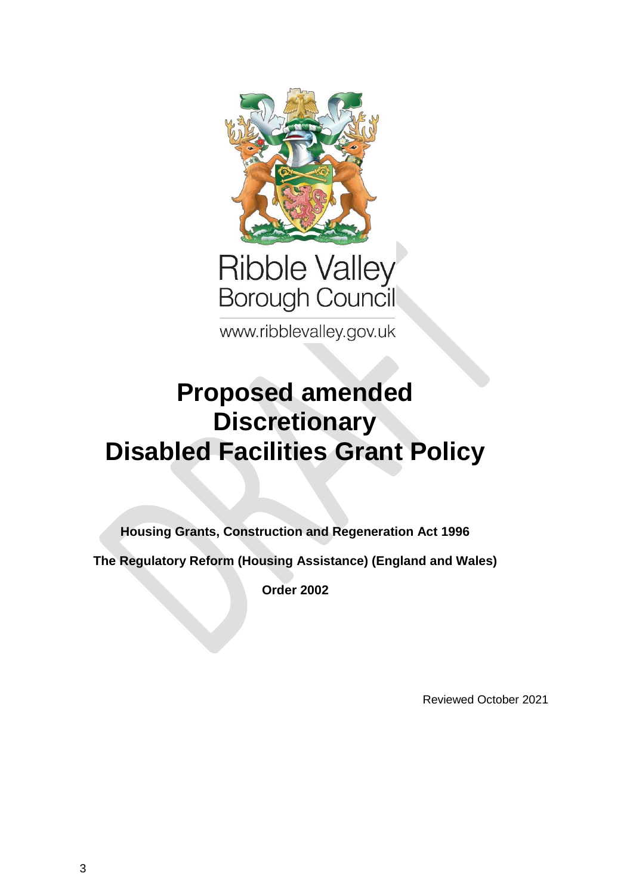Ribble Valley
Borough Council

www.ribblevalley.gov.uk

# Proposed amended Discretionary Disabled Facilities Grant Policy

**Housing Grants, Construction and Regeneration Act 1996**

**The Regulatory Reform (Housing Assistance) (England and Wales) Order 2002**

Reviewed October 2021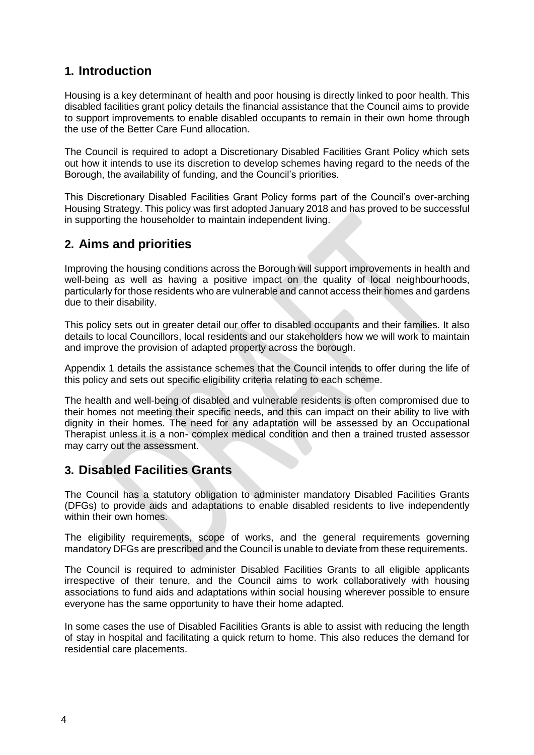## 1. Introduction

Housing is a key determinant of health and poor housing is directly linked to poor health. This disabled facilities grant policy details the financial assistance that the Council aims to provide to support improvements to enable disabled occupants to remain in their own home through the use of the Better Care Fund allocation.

The Council is required to adopt a Discretionary Disabled Facilities Grant Policy which sets out how it intends to use its discretion to develop schemes having regard to the needs of the Borough, the availability of funding, and the Council's priorities.

This Discretionary Disabled Facilities Grant Policy forms part of the Council's over-arching Housing Strategy. This policy was first adopted January 2018 and has proved to be successful in supporting the householder to maintain independent living.

## 2. Aims and priorities

Improving the housing conditions across the Borough will support improvements in health and well-being as well as having a positive impact on the quality of local neighbourhoods, particularly for those residents who are vulnerable and cannot access their homes and gardens due to their disability.

This policy sets out in greater detail our offer to disabled occupants and their families. It also details to local Councillors, local residents and our stakeholders how we will work to maintain and improve the provision of adapted property across the borough.

Appendix 1 details the assistance schemes that the Council intends to offer during the life of this policy and sets out specific eligibility criteria relating to each scheme.

The health and well-being of disabled and vulnerable residents is often compromised due to their homes not meeting their specific needs, and this can impact on their ability to live with dignity in their homes. The need for any adaptation will be assessed by an Occupational Therapist unless it is a non- complex medical condition and then a trained trusted assessor may carry out the assessment.

## 3. Disabled Facilities Grants

The Council has a statutory obligation to administer mandatory Disabled Facilities Grants (DFGs) to provide aids and adaptations to enable disabled residents to live independently within their own homes.

The eligibility requirements, scope of works, and the general requirements governing mandatory DFGs are prescribed and the Council is unable to deviate from these requirements.

The Council is required to administer Disabled Facilities Grants to all eligible applicants irrespective of their tenure, and the Council aims to work collaboratively with housing associations to fund aids and adaptations within social housing wherever possible to ensure everyone has the same opportunity to have their home adapted.

In some cases the use of Disabled Facilities Grants is able to assist with reducing the length of stay in hospital and facilitating a quick return to home. This also reduces the demand for residential care placements.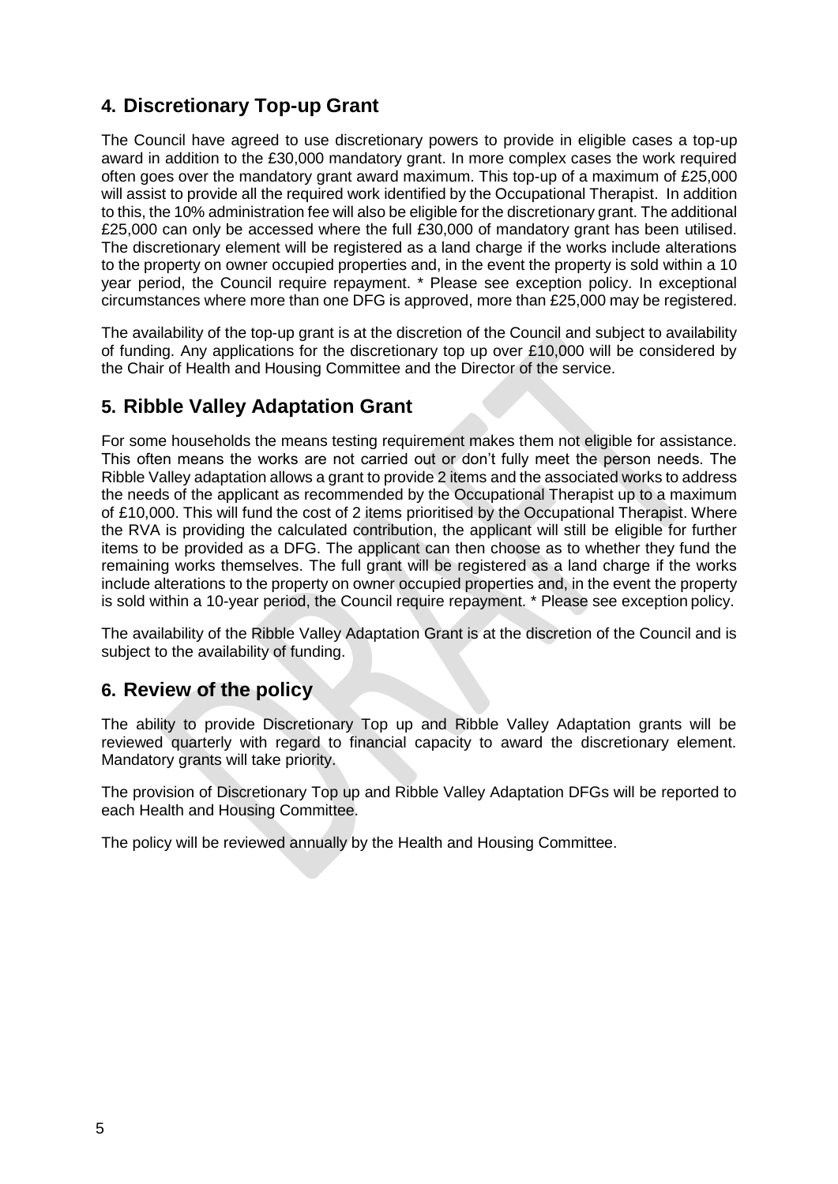## 4. Discretionary Top-up Grant

The Council have agreed to use discretionary powers to provide in eligible cases a top-up award in addition to the £30,000 mandatory grant. In more complex cases the work required often goes over the mandatory grant award maximum. This top-up of a maximum of £25,000 will assist to provide all the required work identified by the Occupational Therapist. In addition to this, the 10% administration fee will also be eligible for the discretionary grant. The additional £25,000 can only be accessed where the full £30,000 of mandatory grant has been utilised. The discretionary element will be registered as a land charge if the works include alterations to the property on owner occupied properties and, in the event the property is sold within a 10 year period, the Council require repayment. * Please see exception policy. In exceptional circumstances where more than one DFG is approved, more than £25,000 may be registered.

The availability of the top-up grant is at the discretion of the Council and subject to availability of funding. Any applications for the discretionary top up over £10,000 will be considered by the Chair of Health and Housing Committee and the Director of the service.

## 5. Ribble Valley Adaptation Grant

For some households the means testing requirement makes them not eligible for assistance. This often means the works are not carried out or don't fully meet the person needs. The Ribble Valley adaptation allows a grant to provide 2 items and the associated works to address the needs of the applicant as recommended by the Occupational Therapist up to a maximum of £10,000. This will fund the cost of 2 items prioritised by the Occupational Therapist. Where the RVA is providing the calculated contribution, the applicant will still be eligible for further items to be provided as a DFG. The applicant can then choose as to whether they fund the remaining works themselves. The full grant will be registered as a land charge if the works include alterations to the property on owner occupied properties and, in the event the property is sold within a 10-year period, the Council require repayment. * Please see exception policy.

The availability of the Ribble Valley Adaptation Grant is at the discretion of the Council and is subject to the availability of funding.

## 6. Review of the policy

The ability to provide Discretionary Top up and Ribble Valley Adaptation grants will be reviewed quarterly with regard to financial capacity to award the discretionary element. Mandatory grants will take priority.

The provision of Discretionary Top up and Ribble Valley Adaptation DFGs will be reported to each Health and Housing Committee.

The policy will be reviewed annually by the Health and Housing Committee.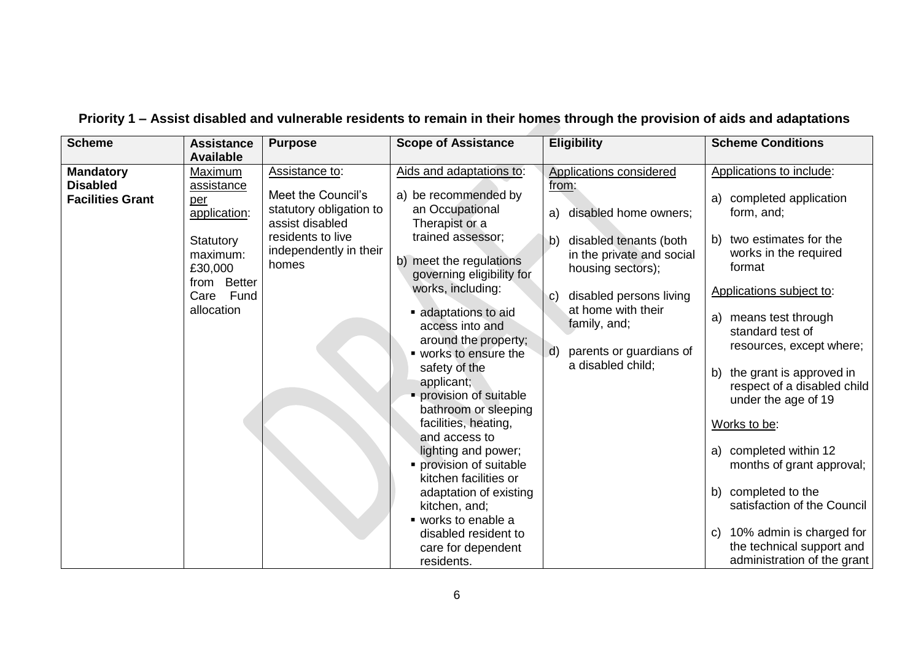**Priority 1 – Assist disabled and vulnerable residents to remain in their homes through the provision of aids and adaptations**

| Scheme | Assistance Available | Purpose | Scope of Assistance | Eligibility | Scheme Conditions |
|---|---|---|---|---|---|
| **Mandatory Disabled Facilities Grant** | Maximum assistance per application:<br><br>Statutory maximum: £30,000 from Better Care Fund allocation | Assistance to:<br><br>Meet the Council's statutory obligation to assist disabled residents to live independently in their homes | Aids and adaptations to:<br><br>a) be recommended by an Occupational Therapist or a trained assessor;<br><br>b) meet the regulations governing eligibility for works, including:<br>▪ adaptations to aid access into and around the property;<br>▪ works to ensure the safety of the applicant;<br>▪ provision of suitable bathroom or sleeping facilities, heating, and access to lighting and power;<br>▪ provision of suitable kitchen facilities or adaptation of existing kitchen, and;<br>▪ works to enable a disabled resident to care for dependent residents. | Applications considered from:<br><br>a) disabled home owners;<br><br>b) disabled tenants (both in the private and social housing sectors);<br><br>c) disabled persons living at home with their family, and;<br><br>d) parents or guardians of a disabled child; | Applications to include:<br><br>a) completed application form, and;<br><br>b) two estimates for the works in the required format<br><br>Applications subject to:<br><br>a) means test through standard test of resources, except where;<br><br>b) the grant is approved in respect of a disabled child under the age of 19<br><br>Works to be:<br><br>a) completed within 12 months of grant approval;<br><br>b) completed to the satisfaction of the Council<br><br>c) 10% admin is charged for the technical support and administration of the grant |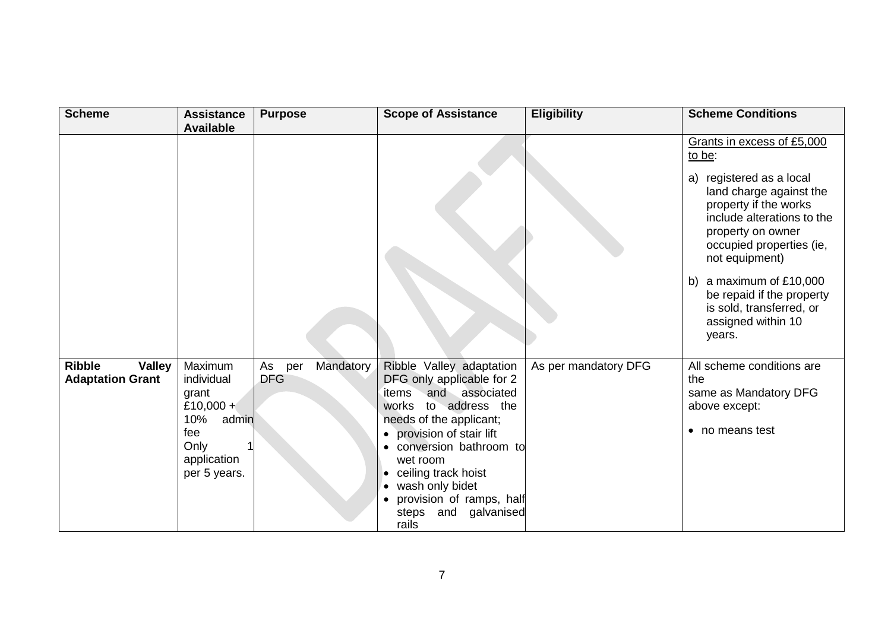| Scheme | Assistance Available | Purpose | Scope of Assistance | Eligibility | Scheme Conditions |
|---|---|---|---|---|---|
| | | | | | <u>Grants in excess of £5,000 to be</u>:<br><br>a) registered as a local land charge against the property if the works include alterations to the property on owner occupied properties (ie, not equipment)<br><br>b) a maximum of £10,000 be repaid if the property is sold, transferred, or assigned within 10 years. |
| **Ribble Valley Adaptation Grant** | Maximum individual grant £10,000 + 10% admin fee<br>Only 1 application per 5 years. | As per Mandatory DFG | Ribble Valley adaptation DFG only applicable for 2 items and associated works to address the needs of the applicant;<br>• provision of stair lift<br>• conversion bathroom to wet room<br>• ceiling track hoist<br>• wash only bidet<br>• provision of ramps, half steps and galvanised rails | As per mandatory DFG | All scheme conditions are the same as Mandatory DFG above except:<br><br>• no means test |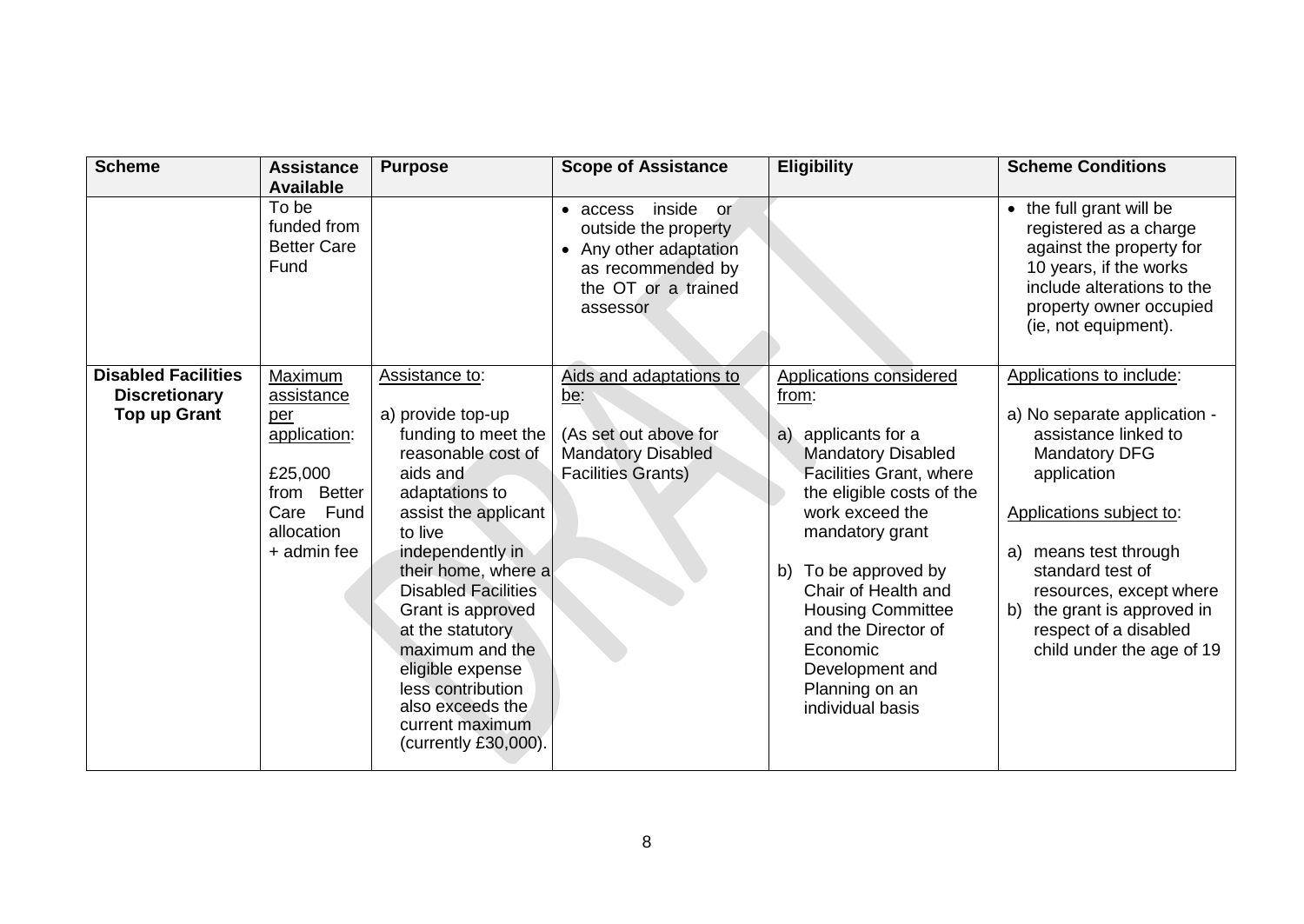| Scheme | Assistance Available | Purpose | Scope of Assistance | Eligibility | Scheme Conditions |
|---|---|---|---|---|---|
| | To be funded from Better Care Fund | | • access inside or outside the property<br>• Any other adaptation as recommended by the OT or a trained assessor | | • the full grant will be registered as a charge against the property for 10 years, if the works include alterations to the property owner occupied (ie, not equipment). |
| **Disabled Facilities Discretionary Top up Grant** | Maximum assistance per application:<br><br>£25,000 from Better Care Fund allocation + admin fee | Assistance to:<br><br>a) provide top-up funding to meet the reasonable cost of aids and adaptations to assist the applicant to live independently in their home, where a Disabled Facilities Grant is approved at the statutory maximum and the eligible expense less contribution also exceeds the current maximum (currently £30,000). | Aids and adaptations to be:<br><br>(As set out above for Mandatory Disabled Facilities Grants) | Applications considered from:<br><br>a) applicants for a Mandatory Disabled Facilities Grant, where the eligible costs of the work exceed the mandatory grant<br><br>b) To be approved by Chair of Health and Housing Committee and the Director of Economic Development and Planning on an individual basis | Applications to include:<br><br>a) No separate application - assistance linked to Mandatory DFG application<br><br>Applications subject to:<br><br>a) means test through standard test of resources, except where<br>b) the grant is approved in respect of a disabled child under the age of 19 |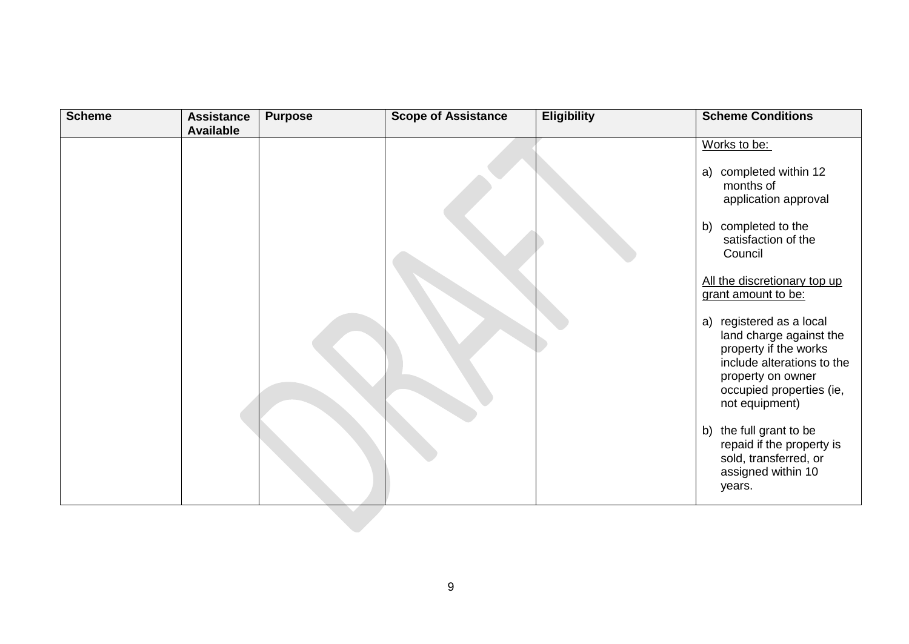| Scheme | Assistance Available | Purpose | Scope of Assistance | Eligibility | Scheme Conditions |
|---|---|---|---|---|---|
| | | | | | Works to be:<br><br>a) completed within 12 months of application approval<br><br>b) completed to the satisfaction of the Council<br><br>All the discretionary top up grant amount to be:<br><br>a) registered as a local land charge against the property if the works include alterations to the property on owner occupied properties (ie, not equipment)<br><br>b) the full grant to be repaid if the property is sold, transferred, or assigned within 10 years. |